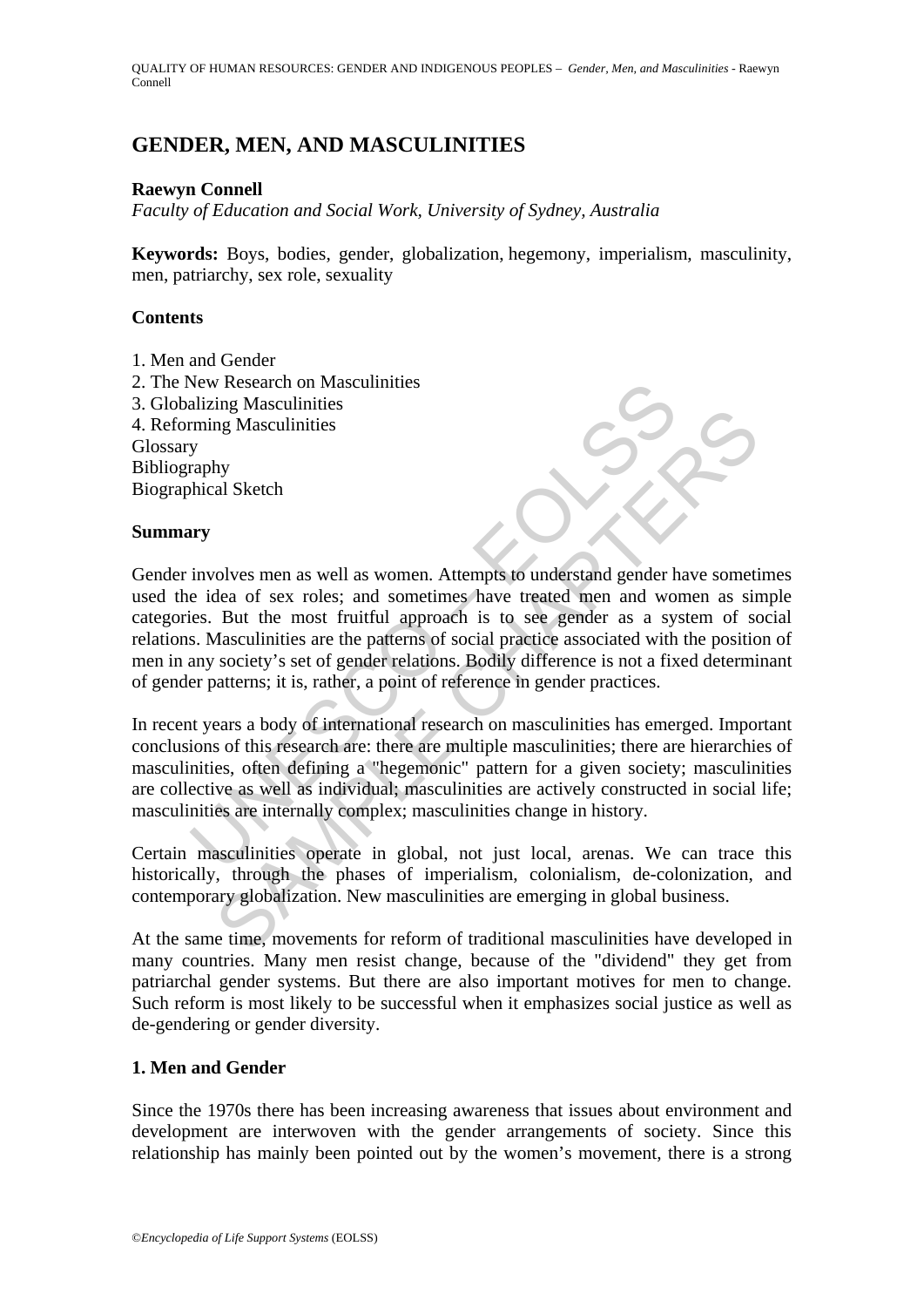# GENDER, MEN, AND MASCULINITIES

**Raewyn Connell**

*Faculty of Education and Social Work, University of Sydney, Australia*

**Keywords:** Boys, bodies, gender, globalization, hegemony, imperialism, masculinity, men, patriarchy, sex role, sexuality

## Contents

1. Men and Gender
2. The New Research on Masculinities
3. Globalizing Masculinities
4. Reforming Masculinities

Glossary
Bibliography
Biographical Sketch

## Summary

Gender involves men as well as women. Attempts to understand gender have sometimes used the idea of sex roles; and sometimes have treated men and women as simple categories. But the most fruitful approach is to see gender as a system of social relations. Masculinities are the patterns of social practice associated with the position of men in any society's set of gender relations. Bodily difference is not a fixed determinant of gender patterns; it is, rather, a point of reference in gender practices.

In recent years a body of international research on masculinities has emerged. Important conclusions of this research are: there are multiple masculinities; there are hierarchies of masculinities, often defining a "hegemonic" pattern for a given society; masculinities are collective as well as individual; masculinities are actively constructed in social life; masculinities are internally complex; masculinities change in history.

Certain masculinities operate in global, not just local, arenas. We can trace this historically, through the phases of imperialism, colonialism, de-colonization, and contemporary globalization. New masculinities are emerging in global business.

At the same time, movements for reform of traditional masculinities have developed in many countries. Many men resist change, because of the "dividend" they get from patriarchal gender systems. But there are also important motives for men to change. Such reform is most likely to be successful when it emphasizes social justice as well as de-gendering or gender diversity.

## 1. Men and Gender

Since the 1970s there has been increasing awareness that issues about environment and development are interwoven with the gender arrangements of society. Since this relationship has mainly been pointed out by the women's movement, there is a strong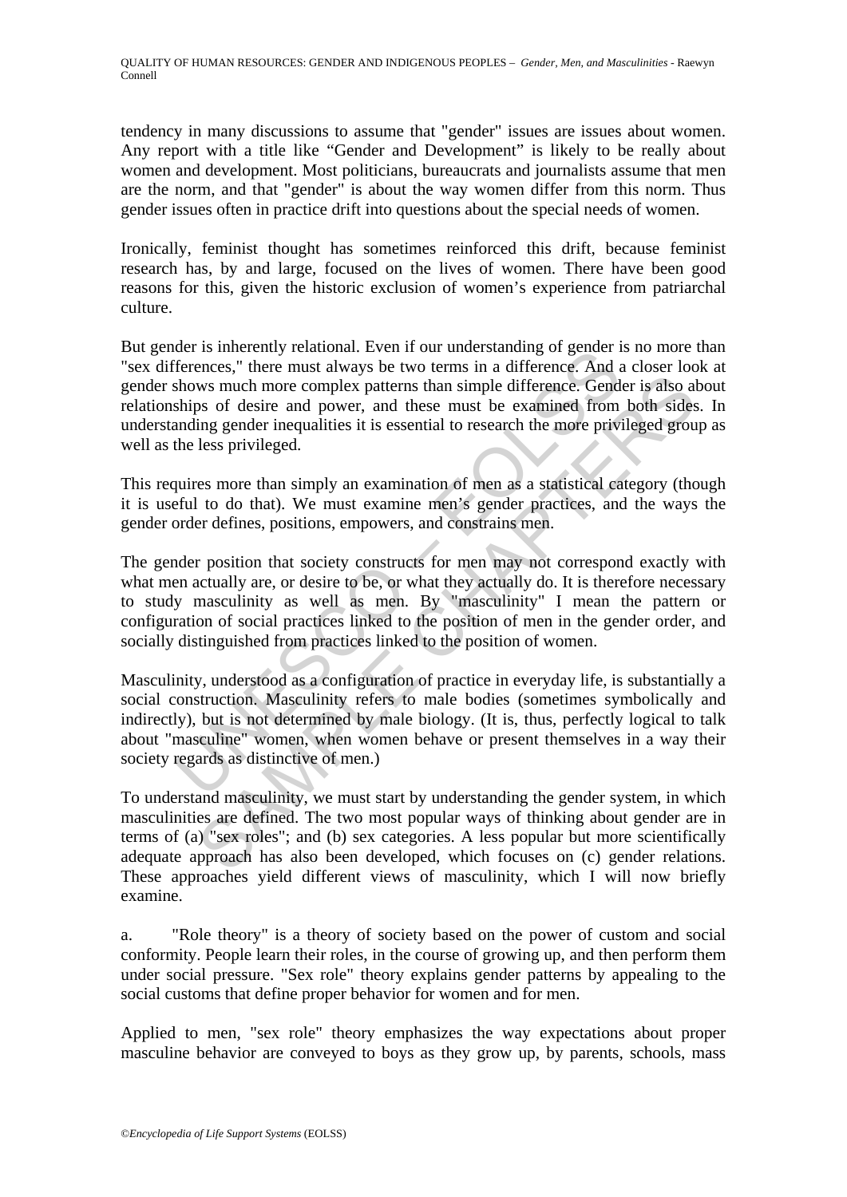tendency in many discussions to assume that "gender" issues are issues about women. Any report with a title like “Gender and Development” is likely to be really about women and development. Most politicians, bureaucrats and journalists assume that men are the norm, and that "gender" is about the way women differ from this norm. Thus gender issues often in practice drift into questions about the special needs of women.

Ironically, feminist thought has sometimes reinforced this drift, because feminist research has, by and large, focused on the lives of women. There have been good reasons for this, given the historic exclusion of women’s experience from patriarchal culture.

But gender is inherently relational. Even if our understanding of gender is no more than "sex differences," there must always be two terms in a difference. And a closer look at gender shows much more complex patterns than simple difference. Gender is also about relationships of desire and power, and these must be examined from both sides. In understanding gender inequalities it is essential to research the more privileged group as well as the less privileged.

This requires more than simply an examination of men as a statistical category (though it is useful to do that). We must examine men’s gender practices, and the ways the gender order defines, positions, empowers, and constrains men.

The gender position that society constructs for men may not correspond exactly with what men actually are, or desire to be, or what they actually do. It is therefore necessary to study masculinity as well as men. By "masculinity" I mean the pattern or configuration of social practices linked to the position of men in the gender order, and socially distinguished from practices linked to the position of women.

Masculinity, understood as a configuration of practice in everyday life, is substantially a social construction. Masculinity refers to male bodies (sometimes symbolically and indirectly), but is not determined by male biology. (It is, thus, perfectly logical to talk about "masculine" women, when women behave or present themselves in a way their society regards as distinctive of men.)

To understand masculinity, we must start by understanding the gender system, in which masculinities are defined. The two most popular ways of thinking about gender are in terms of (a) "sex roles"; and (b) sex categories. A less popular but more scientifically adequate approach has also been developed, which focuses on (c) gender relations. These approaches yield different views of masculinity, which I will now briefly examine.

a. "Role theory" is a theory of society based on the power of custom and social conformity. People learn their roles, in the course of growing up, and then perform them under social pressure. "Sex role" theory explains gender patterns by appealing to the social customs that define proper behavior for women and for men.

Applied to men, "sex role" theory emphasizes the way expectations about proper masculine behavior are conveyed to boys as they grow up, by parents, schools, mass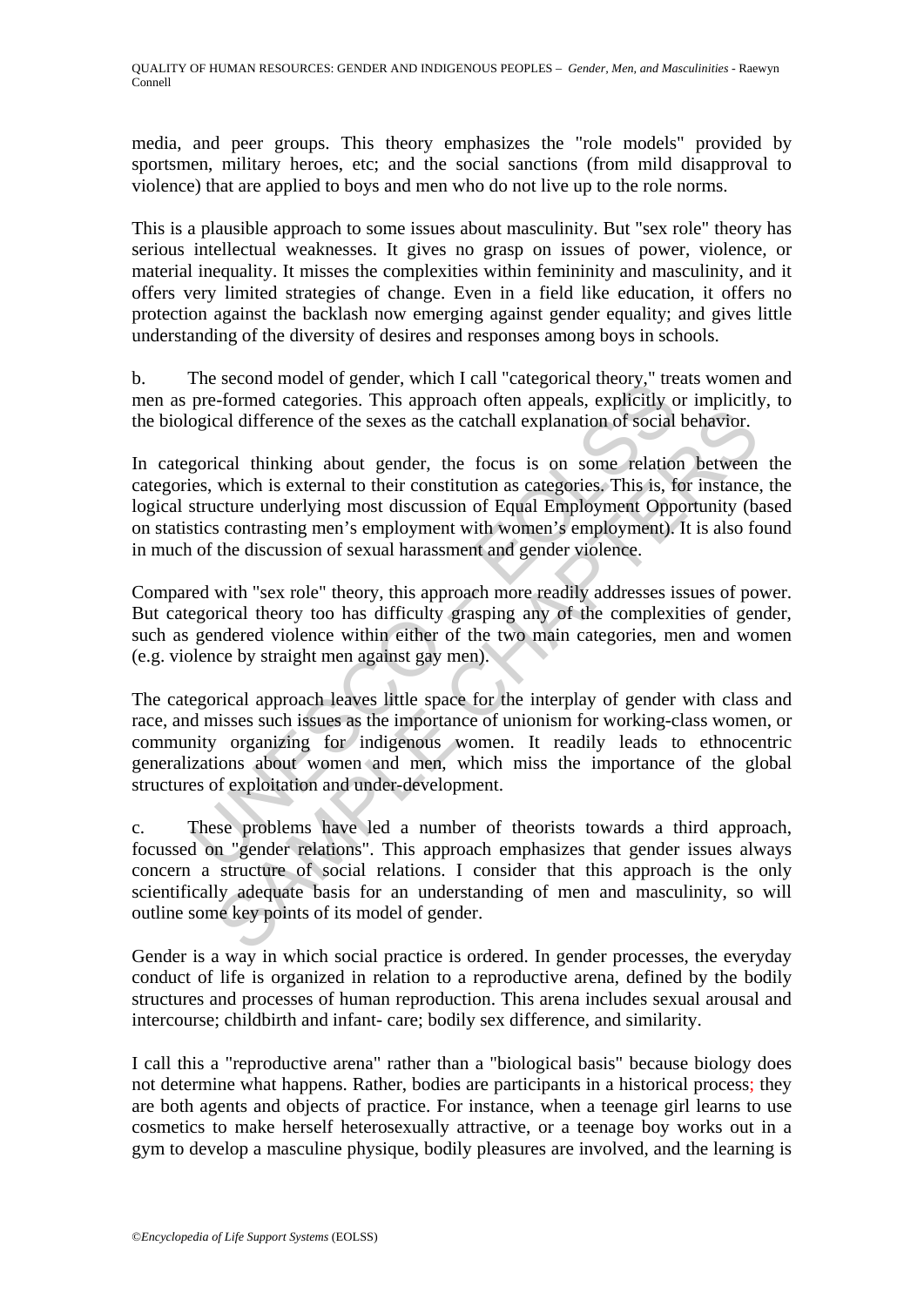media, and peer groups. This theory emphasizes the "role models" provided by sportsmen, military heroes, etc; and the social sanctions (from mild disapproval to violence) that are applied to boys and men who do not live up to the role norms.

This is a plausible approach to some issues about masculinity. But "sex role" theory has serious intellectual weaknesses. It gives no grasp on issues of power, violence, or material inequality. It misses the complexities within femininity and masculinity, and it offers very limited strategies of change. Even in a field like education, it offers no protection against the backlash now emerging against gender equality; and gives little understanding of the diversity of desires and responses among boys in schools.

b. The second model of gender, which I call "categorical theory," treats women and men as pre-formed categories. This approach often appeals, explicitly or implicitly, to the biological difference of the sexes as the catchall explanation of social behavior.

In categorical thinking about gender, the focus is on some relation between the categories, which is external to their constitution as categories. This is, for instance, the logical structure underlying most discussion of Equal Employment Opportunity (based on statistics contrasting men's employment with women's employment). It is also found in much of the discussion of sexual harassment and gender violence.

Compared with "sex role" theory, this approach more readily addresses issues of power. But categorical theory too has difficulty grasping any of the complexities of gender, such as gendered violence within either of the two main categories, men and women (e.g. violence by straight men against gay men).

The categorical approach leaves little space for the interplay of gender with class and race, and misses such issues as the importance of unionism for working-class women, or community organizing for indigenous women. It readily leads to ethnocentric generalizations about women and men, which miss the importance of the global structures of exploitation and under-development.

c. These problems have led a number of theorists towards a third approach, focussed on "gender relations". This approach emphasizes that gender issues always concern a structure of social relations. I consider that this approach is the only scientifically adequate basis for an understanding of men and masculinity, so will outline some key points of its model of gender.

Gender is a way in which social practice is ordered. In gender processes, the everyday conduct of life is organized in relation to a reproductive arena, defined by the bodily structures and processes of human reproduction. This arena includes sexual arousal and intercourse; childbirth and infant- care; bodily sex difference, and similarity.

I call this a "reproductive arena" rather than a "biological basis" because biology does not determine what happens. Rather, bodies are participants in a historical process; they are both agents and objects of practice. For instance, when a teenage girl learns to use cosmetics to make herself heterosexually attractive, or a teenage boy works out in a gym to develop a masculine physique, bodily pleasures are involved, and the learning is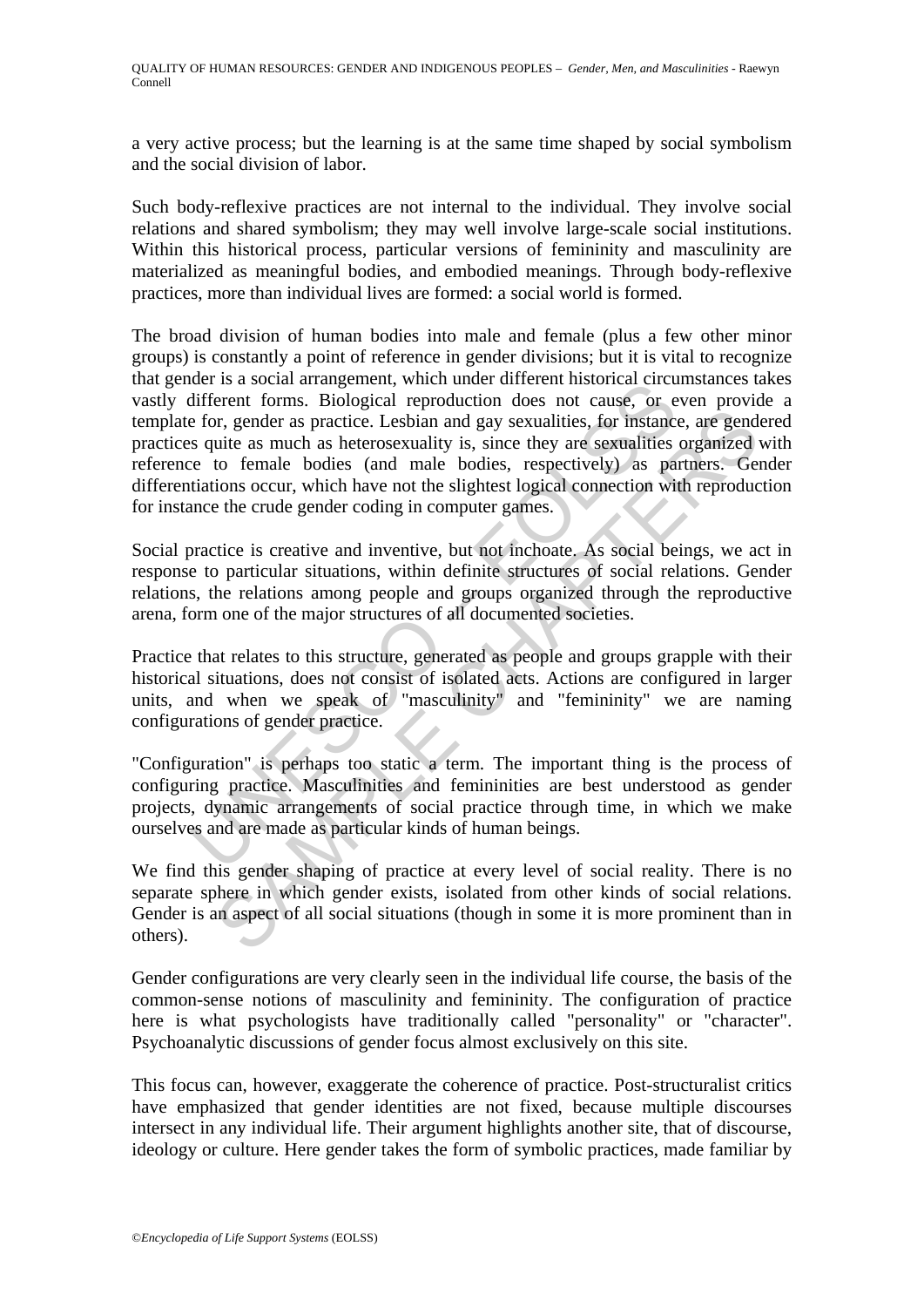a very active process; but the learning is at the same time shaped by social symbolism and the social division of labor.

Such body-reflexive practices are not internal to the individual. They involve social relations and shared symbolism; they may well involve large-scale social institutions. Within this historical process, particular versions of femininity and masculinity are materialized as meaningful bodies, and embodied meanings. Through body-reflexive practices, more than individual lives are formed: a social world is formed.

The broad division of human bodies into male and female (plus a few other minor groups) is constantly a point of reference in gender divisions; but it is vital to recognize that gender is a social arrangement, which under different historical circumstances takes vastly different forms. Biological reproduction does not cause, or even provide a template for, gender as practice. Lesbian and gay sexualities, for instance, are gendered practices quite as much as heterosexuality is, since they are sexualities organized with reference to female bodies (and male bodies, respectively) as partners. Gender differentiations occur, which have not the slightest logical connection with reproduction for instance the crude gender coding in computer games.

Social practice is creative and inventive, but not inchoate. As social beings, we act in response to particular situations, within definite structures of social relations. Gender relations, the relations among people and groups organized through the reproductive arena, form one of the major structures of all documented societies.

Practice that relates to this structure, generated as people and groups grapple with their historical situations, does not consist of isolated acts. Actions are configured in larger units, and when we speak of "masculinity" and "femininity" we are naming configurations of gender practice.

"Configuration" is perhaps too static a term. The important thing is the process of configuring practice. Masculinities and femininities are best understood as gender projects, dynamic arrangements of social practice through time, in which we make ourselves and are made as particular kinds of human beings.

We find this gender shaping of practice at every level of social reality. There is no separate sphere in which gender exists, isolated from other kinds of social relations. Gender is an aspect of all social situations (though in some it is more prominent than in others).

Gender configurations are very clearly seen in the individual life course, the basis of the common-sense notions of masculinity and femininity. The configuration of practice here is what psychologists have traditionally called "personality" or "character". Psychoanalytic discussions of gender focus almost exclusively on this site.

This focus can, however, exaggerate the coherence of practice. Post-structuralist critics have emphasized that gender identities are not fixed, because multiple discourses intersect in any individual life. Their argument highlights another site, that of discourse, ideology or culture. Here gender takes the form of symbolic practices, made familiar by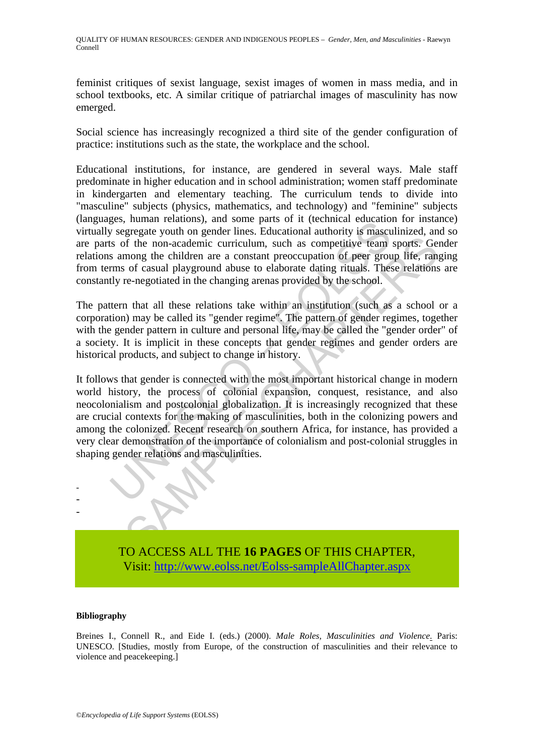feminist critiques of sexist language, sexist images of women in mass media, and in school textbooks, etc. A similar critique of patriarchal images of masculinity has now emerged.

Social science has increasingly recognized a third site of the gender configuration of practice: institutions such as the state, the workplace and the school.

Educational institutions, for instance, are gendered in several ways. Male staff predominate in higher education and in school administration; women staff predominate in kindergarten and elementary teaching. The curriculum tends to divide into "masculine" subjects (physics, mathematics, and technology) and "feminine" subjects (languages, human relations), and some parts of it (technical education for instance) virtually segregate youth on gender lines. Educational authority is masculinized, and so are parts of the non-academic curriculum, such as competitive team sports. Gender relations among the children are a constant preoccupation of peer group life, ranging from terms of casual playground abuse to elaborate dating rituals. These relations are constantly re-negotiated in the changing arenas provided by the school.

The pattern that all these relations take within an institution (such as a school or a corporation) may be called its "gender regime". The pattern of gender regimes, together with the gender pattern in culture and personal life, may be called the "gender order" of a society. It is implicit in these concepts that gender regimes and gender orders are historical products, and subject to change in history.

It follows that gender is connected with the most important historical change in modern world history, the process of colonial expansion, conquest, resistance, and also neocolonialism and postcolonial globalization. It is increasingly recognized that these are crucial contexts for the making of masculinities, both in the colonizing powers and among the colonized. Recent research on southern Africa, for instance, has provided a very clear demonstration of the importance of colonialism and post-colonial struggles in shaping gender relations and masculinities.

-
-
-

TO ACCESS ALL THE **16 PAGES** OF THIS CHAPTER,
Visit: [http://www.eolss.net/Eolss-sampleAllChapter.aspx](http://www.eolss.net/Eolss-sampleAllChapter.aspx)

#### Bibliography

Breines I., Connell R., and Eide I. (eds.) (2000). *Male Roles, Masculinities and Violence.* Paris: UNESCO. [Studies, mostly from Europe, of the construction of masculinities and their relevance to violence and peacekeeping.]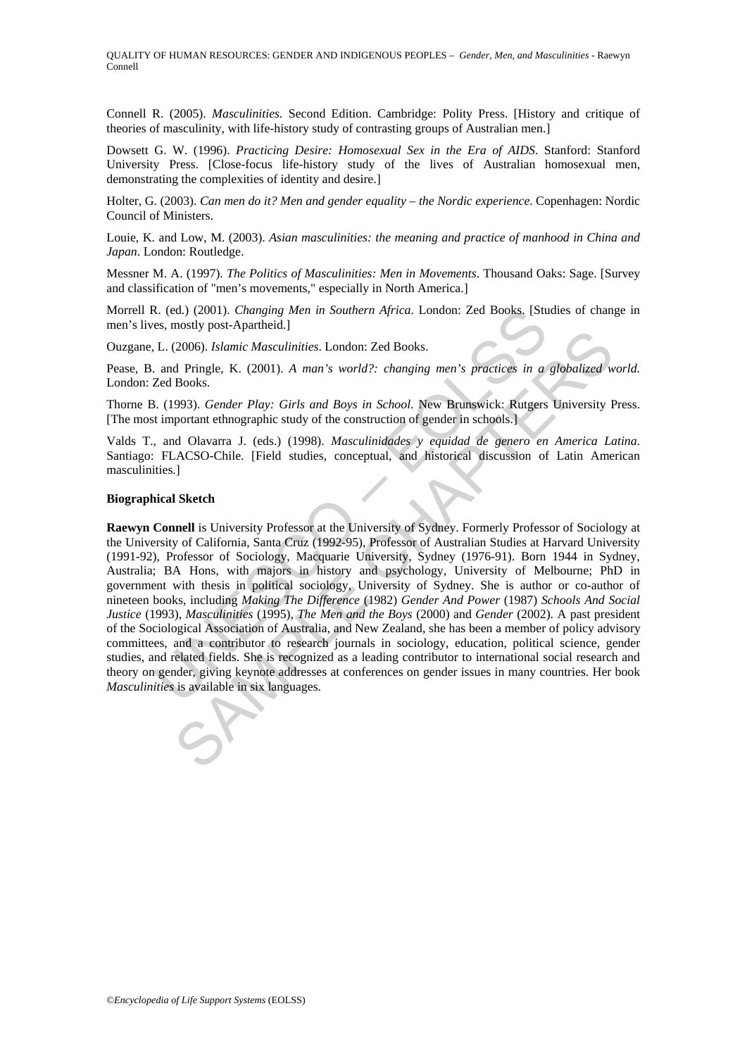Connell R. (2005). *Masculinities.* Second Edition. Cambridge: Polity Press. [History and critique of theories of masculinity, with life-history study of contrasting groups of Australian men.]

Dowsett G. W. (1996). *Practicing Desire: Homosexual Sex in the Era of AIDS*. Stanford: Stanford University Press. [Close-focus life-history study of the lives of Australian homosexual men, demonstrating the complexities of identity and desire.]

Holter, G. (2003). *Can men do it? Men and gender equality – the Nordic experience*. Copenhagen: Nordic Council of Ministers.

Louie, K. and Low, M. (2003). *Asian masculinities: the meaning and practice of manhood in China and Japan*. London: Routledge.

Messner M. A. (1997). *The Politics of Masculinities: Men in Movements*. Thousand Oaks: Sage. [Survey and classification of "men's movements," especially in North America.]

Morrell R. (ed.) (2001). *Changing Men in Southern Africa*. London: Zed Books. [Studies of change in men's lives, mostly post-Apartheid.]

Ouzgane, L. (2006). *Islamic Masculinities*. London: Zed Books.

Pease, B. and Pringle, K. (2001). *A man's world?: changing men's practices in a globalized world.* London: Zed Books.

Thorne B. (1993). *Gender Play: Girls and Boys in School*. New Brunswick: Rutgers University Press. [The most important ethnographic study of the construction of gender in schools.]

Valds T., and Olavarra J. (eds.) (1998). *Masculinidades y equidad de genero en America Latina*. Santiago: FLACSO-Chile. [Field studies, conceptual, and historical discussion of Latin American masculinities.]

**Biographical Sketch**

**Raewyn Connell** is University Professor at the University of Sydney. Formerly Professor of Sociology at the University of California, Santa Cruz (1992-95), Professor of Australian Studies at Harvard University (1991-92), Professor of Sociology, Macquarie University, Sydney (1976-91). Born 1944 in Sydney, Australia; BA Hons, with majors in history and psychology, University of Melbourne; PhD in government with thesis in political sociology, University of Sydney. She is author or co-author of nineteen books, including *Making The Difference* (1982) *Gender And Power* (1987) *Schools And Social Justice* (1993), *Masculinities* (1995), *The Men and the Boys* (2000) and *Gender* (2002). A past president of the Sociological Association of Australia, and New Zealand, she has been a member of policy advisory committees, and a contributor to research journals in sociology, education, political science, gender studies, and related fields. She is recognized as a leading contributor to international social research and theory on gender, giving keynote addresses at conferences on gender issues in many countries. Her book *Masculinities* is available in six languages.